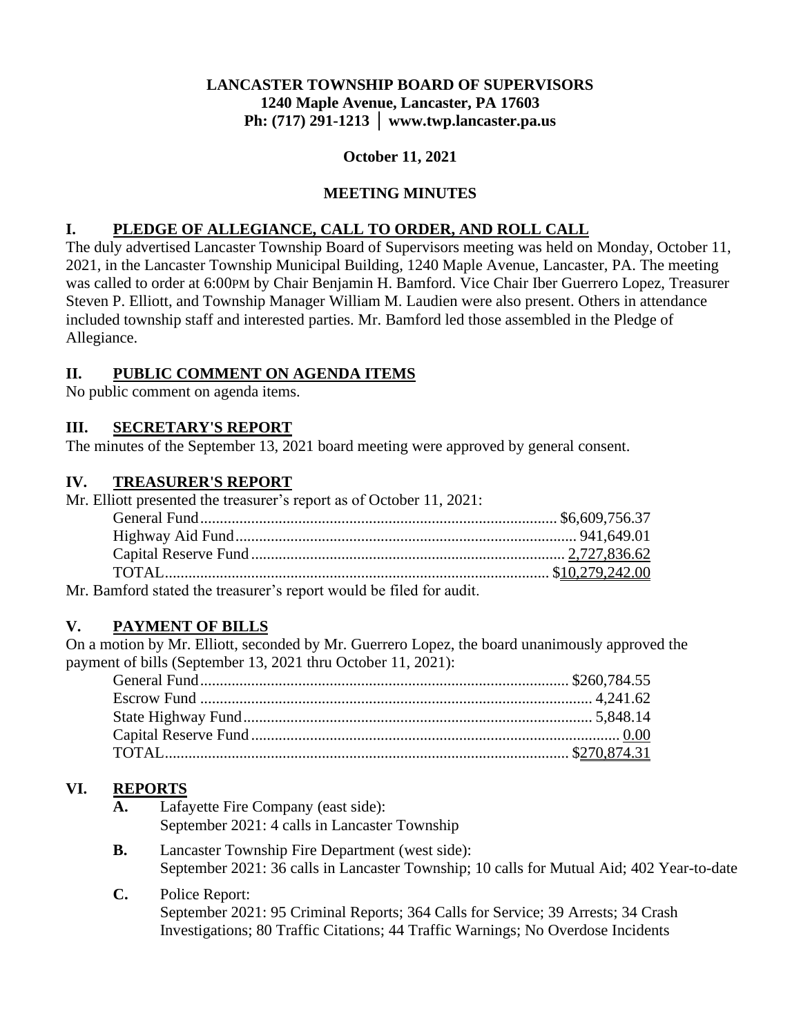**LANCASTER TOWNSHIP BOARD OF SUPERVISORS**
**1240 Maple Avenue, Lancaster, PA 17603**
**Ph: (717) 291-1213 │ www.twp.lancaster.pa.us**

**October 11, 2021**

**MEETING MINUTES**

## I. PLEDGE OF ALLEGIANCE, CALL TO ORDER, AND ROLL CALL

The duly advertised Lancaster Township Board of Supervisors meeting was held on Monday, October 11, 2021, in the Lancaster Township Municipal Building, 1240 Maple Avenue, Lancaster, PA. The meeting was called to order at 6:00PM by Chair Benjamin H. Bamford. Vice Chair Iber Guerrero Lopez, Treasurer Steven P. Elliott, and Township Manager William M. Laudien were also present. Others in attendance included township staff and interested parties. Mr. Bamford led those assembled in the Pledge of Allegiance.

## II. PUBLIC COMMENT ON AGENDA ITEMS

No public comment on agenda items.

## III. SECRETARY'S REPORT

The minutes of the September 13, 2021 board meeting were approved by general consent.

## IV. TREASURER'S REPORT

Mr. Elliott presented the treasurer's report as of October 11, 2021:

| | |
|---|---|
| General Fund | $6,609,756.37 |
| Highway Aid Fund | 941,649.01 |
| Capital Reserve Fund | 2,727,836.62 |
| TOTAL | $10,279,242.00 |

Mr. Bamford stated the treasurer's report would be filed for audit.

## V. PAYMENT OF BILLS

On a motion by Mr. Elliott, seconded by Mr. Guerrero Lopez, the board unanimously approved the payment of bills (September 13, 2021 thru October 11, 2021):

| | |
|---|---|
| General Fund | $260,784.55 |
| Escrow Fund | 4,241.62 |
| State Highway Fund | 5,848.14 |
| Capital Reserve Fund | 0.00 |
| TOTAL | $270,874.31 |

## VI. REPORTS

**A.** Lafayette Fire Company (east side):
September 2021: 4 calls in Lancaster Township

**B.** Lancaster Township Fire Department (west side):
September 2021: 36 calls in Lancaster Township; 10 calls for Mutual Aid; 402 Year-to-date

**C.** Police Report:
September 2021: 95 Criminal Reports; 364 Calls for Service; 39 Arrests; 34 Crash Investigations; 80 Traffic Citations; 44 Traffic Warnings; No Overdose Incidents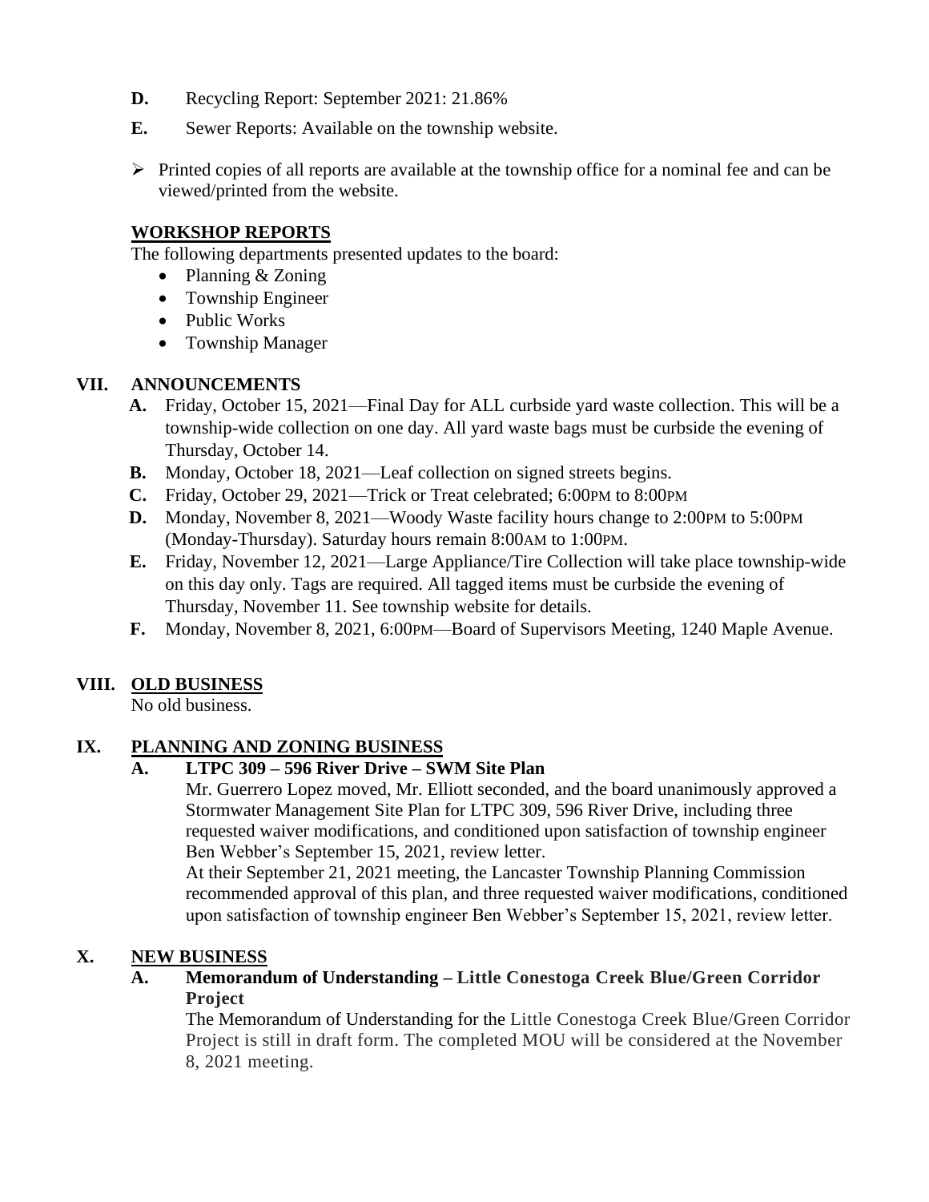**D.** Recycling Report: September 2021: 21.86%

**E.** Sewer Reports: Available on the township website.

- Printed copies of all reports are available at the township office for a nominal fee and can be viewed/printed from the website.

## WORKSHOP REPORTS

The following departments presented updates to the board:

- Planning & Zoning
- Township Engineer
- Public Works
- Township Manager

## VII. ANNOUNCEMENTS

**A.** Friday, October 15, 2021—Final Day for ALL curbside yard waste collection. This will be a township-wide collection on one day. All yard waste bags must be curbside the evening of Thursday, October 14.

**B.** Monday, October 18, 2021—Leaf collection on signed streets begins.

**C.** Friday, October 29, 2021—Trick or Treat celebrated; 6:00PM to 8:00PM

**D.** Monday, November 8, 2021—Woody Waste facility hours change to 2:00PM to 5:00PM (Monday-Thursday). Saturday hours remain 8:00AM to 1:00PM.

**E.** Friday, November 12, 2021—Large Appliance/Tire Collection will take place township-wide on this day only. Tags are required. All tagged items must be curbside the evening of Thursday, November 11. See township website for details.

**F.** Monday, November 8, 2021, 6:00PM—Board of Supervisors Meeting, 1240 Maple Avenue.

## VIII. OLD BUSINESS

No old business.

## IX. PLANNING AND ZONING BUSINESS

### A. LTPC 309 – 596 River Drive – SWM Site Plan

Mr. Guerrero Lopez moved, Mr. Elliott seconded, and the board unanimously approved a Stormwater Management Site Plan for LTPC 309, 596 River Drive, including three requested waiver modifications, and conditioned upon satisfaction of township engineer Ben Webber's September 15, 2021, review letter.

At their September 21, 2021 meeting, the Lancaster Township Planning Commission recommended approval of this plan, and three requested waiver modifications, conditioned upon satisfaction of township engineer Ben Webber's September 15, 2021, review letter.

## X. NEW BUSINESS

### A. Memorandum of Understanding – Little Conestoga Creek Blue/Green Corridor Project

The Memorandum of Understanding for the Little Conestoga Creek Blue/Green Corridor Project is still in draft form. The completed MOU will be considered at the November 8, 2021 meeting.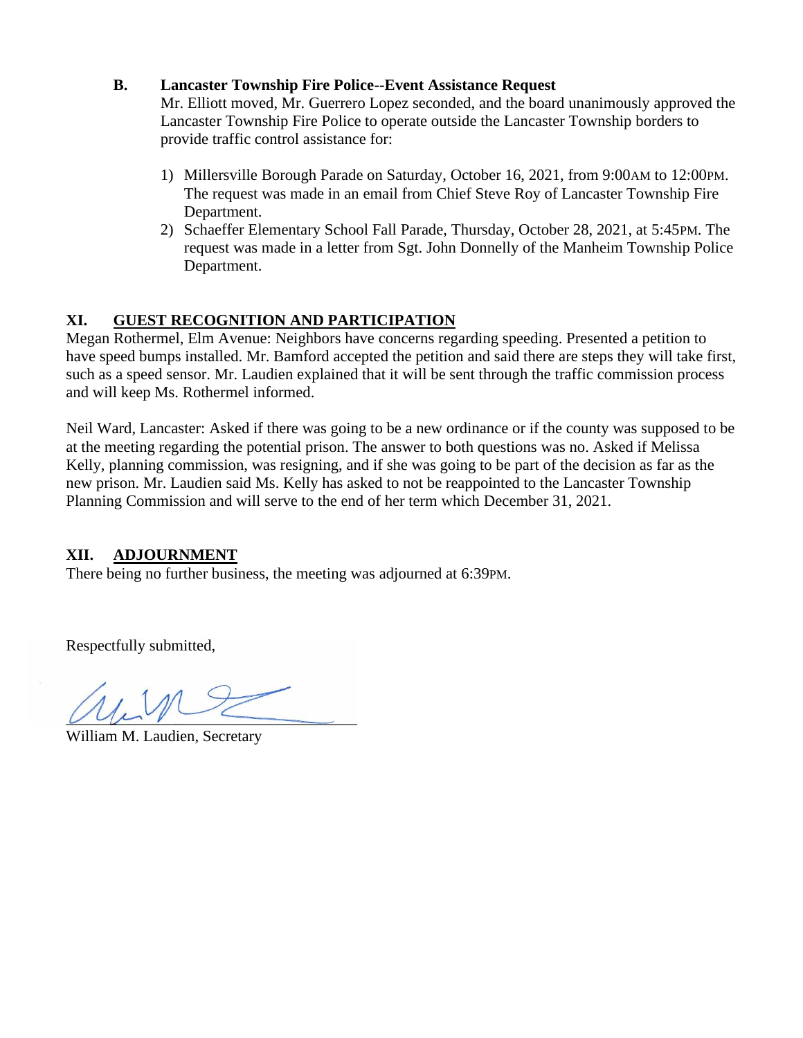**B. Lancaster Township Fire Police--Event Assistance Request**

Mr. Elliott moved, Mr. Guerrero Lopez seconded, and the board unanimously approved the Lancaster Township Fire Police to operate outside the Lancaster Township borders to provide traffic control assistance for:

1) Millersville Borough Parade on Saturday, October 16, 2021, from 9:00AM to 12:00PM. The request was made in an email from Chief Steve Roy of Lancaster Township Fire Department.
2) Schaeffer Elementary School Fall Parade, Thursday, October 28, 2021, at 5:45PM. The request was made in a letter from Sgt. John Donnelly of the Manheim Township Police Department.

## XI. GUEST RECOGNITION AND PARTICIPATION

Megan Rothermel, Elm Avenue: Neighbors have concerns regarding speeding. Presented a petition to have speed bumps installed. Mr. Bamford accepted the petition and said there are steps they will take first, such as a speed sensor. Mr. Laudien explained that it will be sent through the traffic commission process and will keep Ms. Rothermel informed.

Neil Ward, Lancaster: Asked if there was going to be a new ordinance or if the county was supposed to be at the meeting regarding the potential prison. The answer to both questions was no. Asked if Melissa Kelly, planning commission, was resigning, and if she was going to be part of the decision as far as the new prison. Mr. Laudien said Ms. Kelly has asked to not be reappointed to the Lancaster Township Planning Commission and will serve to the end of her term which December 31, 2021.

## XII. ADJOURNMENT

There being no further business, the meeting was adjourned at 6:39PM.

Respectfully submitted,

William M. Laudien, Secretary